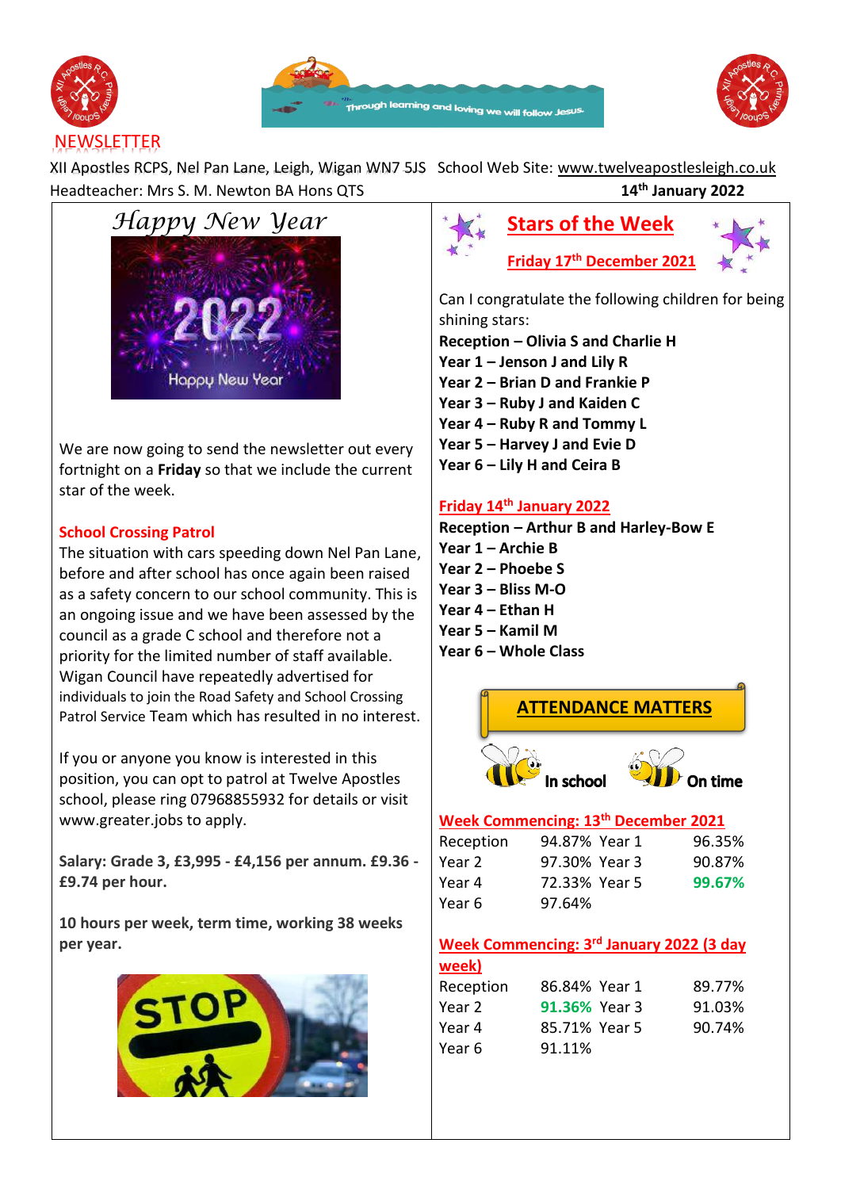# NEWSLETTER

XII Apostles RCPS, Nel Pan Lane, Leigh, Wigan WN7 5JS School Web Site: www.twelveapostlesleigh.co.uk

Headteacher: Mrs S. M. Newton BA Hons QTS

**14th January 2022**

## *Happy New Year*

We are now going to send the newsletter out every fortnight on a **Friday** so that we include the current star of the week.

### School Crossing Patrol

The situation with cars speeding down Nel Pan Lane, before and after school has once again been raised as a safety concern to our school community. This is an ongoing issue and we have been assessed by the council as a grade C school and therefore not a priority for the limited number of staff available. Wigan Council have repeatedly advertised for individuals to join the Road Safety and School Crossing Patrol Service Team which has resulted in no interest.

If you or anyone you know is interested in this position, you can opt to patrol at Twelve Apostles school, please ring 07968855932 for details or visit www.greater.jobs to apply.

**Salary: Grade 3, £3,995 - £4,156 per annum. £9.36 - £9.74 per hour.**

**10 hours per week, term time, working 38 weeks per year.**

## Stars of the Week

### Friday 17th December 2021

Can I congratulate the following children for being shining stars:

**Reception – Olivia S and Charlie H**
**Year 1 – Jenson J and Lily R**
**Year 2 – Brian D and Frankie P**
**Year 3 – Ruby J and Kaiden C**
**Year 4 – Ruby R and Tommy L**
**Year 5 – Harvey J and Evie D**
**Year 6 – Lily H and Ceira B**

### Friday 14th January 2022

**Reception – Arthur B and Harley-Bow E**
**Year 1 – Archie B**
**Year 2 – Phoebe S**
**Year 3 – Bliss M-O**
**Year 4 – Ethan H**
**Year 5 – Kamil M**
**Year 6 – Whole Class**

## ATTENDANCE MATTERS

In school On time

### Week Commencing: 13th December 2021

| | | | |
|---|---|---|---|
| Reception | 94.87% | Year 1 | 96.35% |
| Year 2 | 97.30% | Year 3 | 90.87% |
| Year 4 | 72.33% | Year 5 | 99.67% |
| Year 6 | 97.64% | | |

### Week Commencing: 3rd January 2022 (3 day week)

| | | | |
|---|---|---|---|
| Reception | 86.84% | Year 1 | 89.77% |
| Year 2 | 91.36% | Year 3 | 91.03% |
| Year 4 | 85.71% | Year 5 | 90.74% |
| Year 6 | 91.11% | | |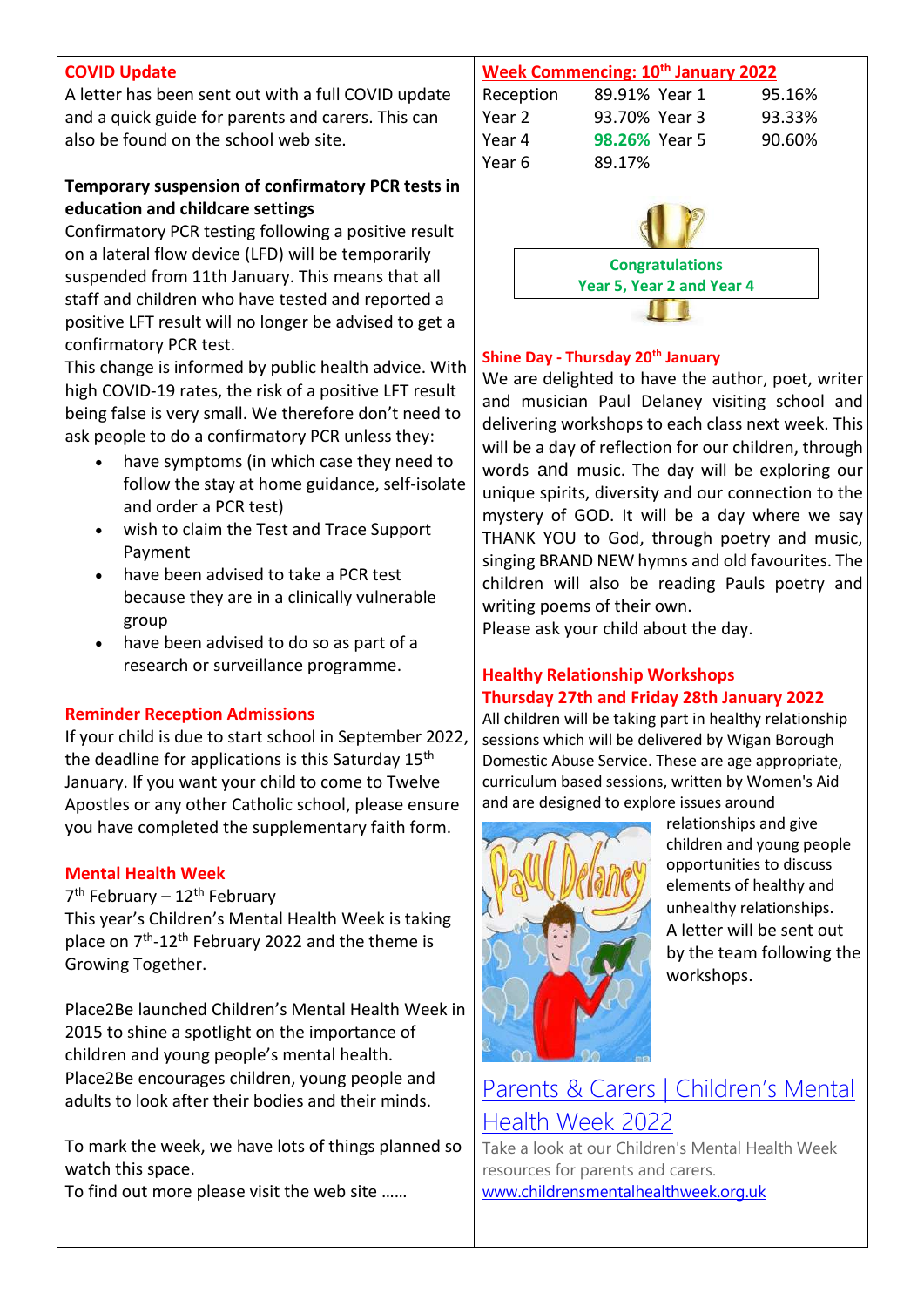## COVID Update

A letter has been sent out with a full COVID update and a quick guide for parents and carers. This can also be found on the school web site.

**Temporary suspension of confirmatory PCR tests in education and childcare settings**

Confirmatory PCR testing following a positive result on a lateral flow device (LFD) will be temporarily suspended from 11th January. This means that all staff and children who have tested and reported a positive LFT result will no longer be advised to get a confirmatory PCR test.

This change is informed by public health advice. With high COVID-19 rates, the risk of a positive LFT result being false is very small. We therefore don't need to ask people to do a confirmatory PCR unless they:

- have symptoms (in which case they need to follow the stay at home guidance, self-isolate and order a PCR test)
- wish to claim the Test and Trace Support Payment
- have been advised to take a PCR test because they are in a clinically vulnerable group
- have been advised to do so as part of a research or surveillance programme.

## Reminder Reception Admissions

If your child is due to start school in September 2022, the deadline for applications is this Saturday 15th January. If you want your child to come to Twelve Apostles or any other Catholic school, please ensure you have completed the supplementary faith form.

## Mental Health Week

7th February – 12th February

This year's Children's Mental Health Week is taking place on 7th-12th February 2022 and the theme is Growing Together.

Place2Be launched Children's Mental Health Week in 2015 to shine a spotlight on the importance of children and young people's mental health. Place2Be encourages children, young people and adults to look after their bodies and their minds.

To mark the week, we have lots of things planned so watch this space.

To find out more please visit the web site ……

## Week Commencing: 10th January 2022

| | | | |
|---|---|---|---|
| Reception | 89.91% | Year 1 | 95.16% |
| Year 2 | 93.70% | Year 3 | 93.33% |
| Year 4 | 98.26% | Year 5 | 90.60% |
| Year 6 | 89.17% | | |

**Congratulations**
**Year 5, Year 2 and Year 4**

## Shine Day - Thursday 20th January

We are delighted to have the author, poet, writer and musician Paul Delaney visiting school and delivering workshops to each class next week. This will be a day of reflection for our children, through words and music. The day will be exploring our unique spirits, diversity and our connection to the mystery of GOD. It will be a day where we say THANK YOU to God, through poetry and music, singing BRAND NEW hymns and old favourites. The children will also be reading Pauls poetry and writing poems of their own.

Please ask your child about the day.

## Healthy Relationship Workshops
## Thursday 27th and Friday 28th January 2022

All children will be taking part in healthy relationship sessions which will be delivered by Wigan Borough Domestic Abuse Service. These are age appropriate, curriculum based sessions, written by Women's Aid and are designed to explore issues around relationships and give children and young people opportunities to discuss elements of healthy and unhealthy relationships.

A letter will be sent out by the team following the workshops.

[Parents & Carers | Children's Mental Health Week 2022](http://www.childrensmentalhealthweek.org.uk)

Take a look at our Children's Mental Health Week resources for parents and carers.

www.childrensmentalhealthweek.org.uk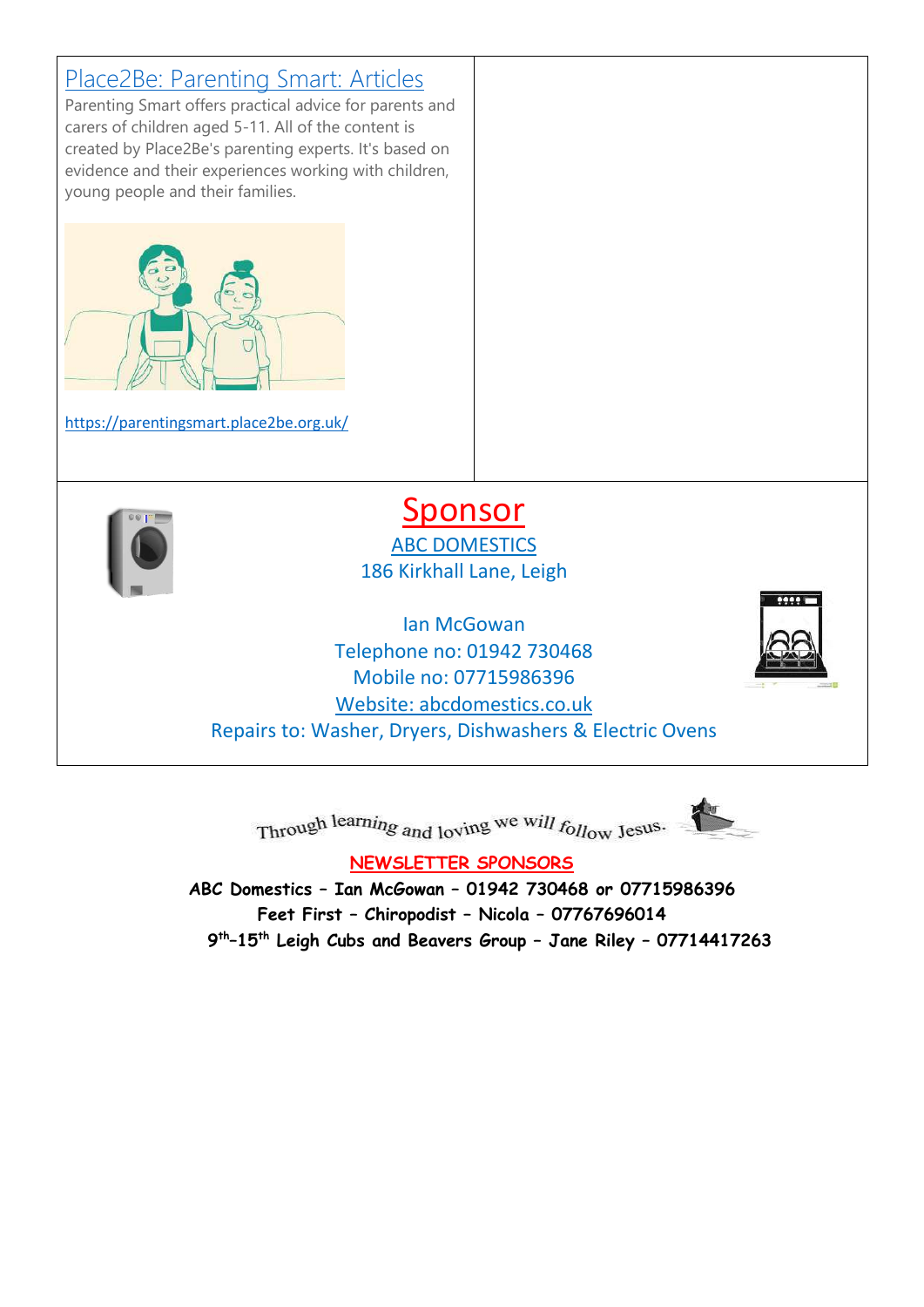## Place2Be: Parenting Smart: Articles

Parenting Smart offers practical advice for parents and carers of children aged 5-11. All of the content is created by Place2Be's parenting experts. It's based on evidence and their experiences working with children, young people and their families.

https://parentingsmart.place2be.org.uk/

## Sponsor

ABC DOMESTICS
186 Kirkhall Lane, Leigh

Ian McGowan
Telephone no: 01942 730468
Mobile no: 07715986396
Website: abcdomestics.co.uk
Repairs to: Washer, Dryers, Dishwashers & Electric Ovens

Through learning and loving we will follow Jesus.

**NEWSLETTER SPONSORS**

**ABC Domestics – Ian McGowan – 01942 730468 or 07715986396**

**Feet First – Chiropodist – Nicola – 07767696014**

**9th–15th Leigh Cubs and Beavers Group – Jane Riley – 07714417263**